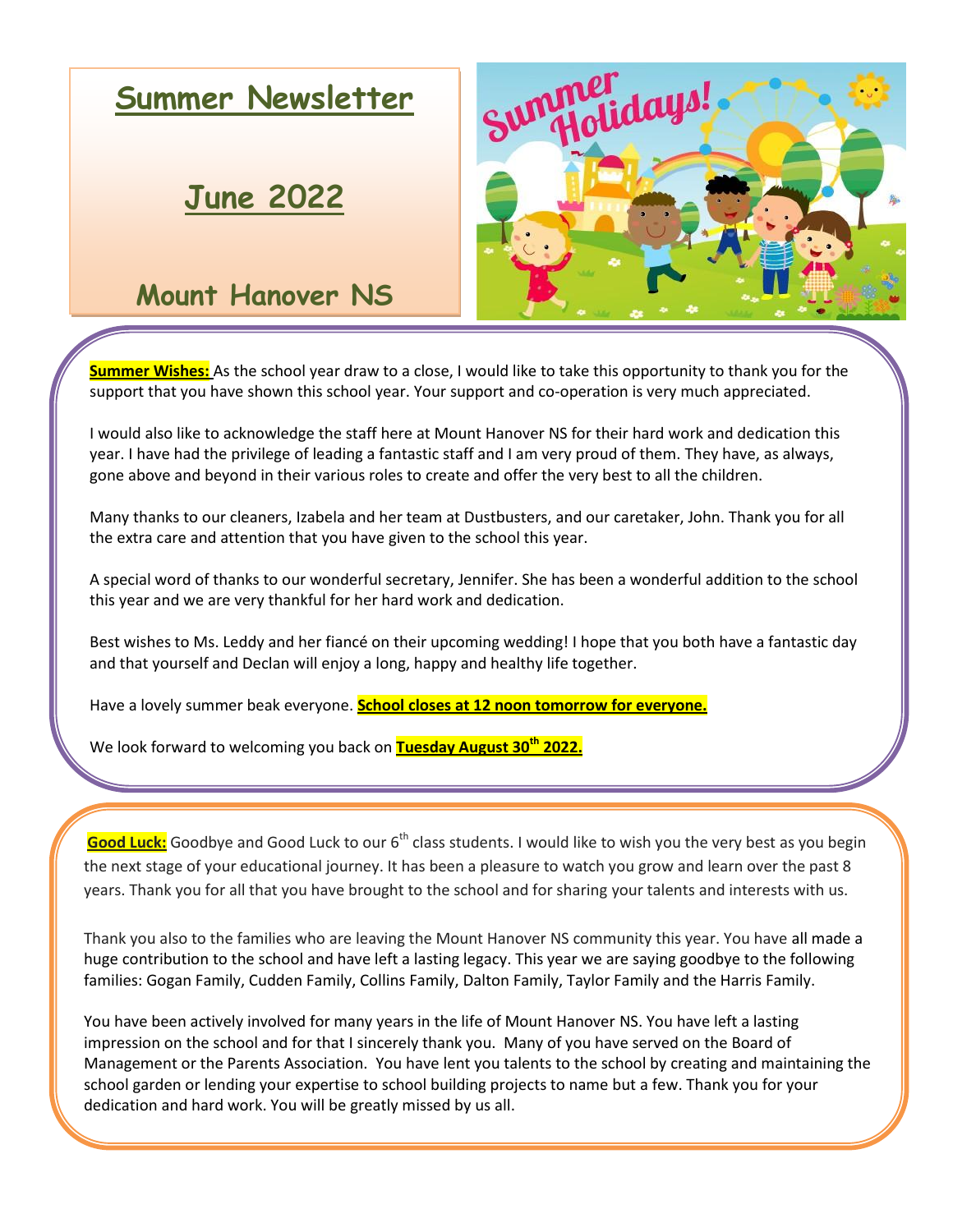# Summer Newsletter

## June 2022

## Mount Hanover NS

**Summer Wishes:** As the school year draw to a close, I would like to take this opportunity to thank you for the support that you have shown this school year. Your support and co-operation is very much appreciated.

I would also like to acknowledge the staff here at Mount Hanover NS for their hard work and dedication this year. I have had the privilege of leading a fantastic staff and I am very proud of them. They have, as always, gone above and beyond in their various roles to create and offer the very best to all the children.

Many thanks to our cleaners, Izabela and her team at Dustbusters, and our caretaker, John. Thank you for all the extra care and attention that you have given to the school this year.

A special word of thanks to our wonderful secretary, Jennifer. She has been a wonderful addition to the school this year and we are very thankful for her hard work and dedication.

Best wishes to Ms. Leddy and her fiancé on their upcoming wedding! I hope that you both have a fantastic day and that yourself and Declan will enjoy a long, happy and healthy life together.

Have a lovely summer beak everyone. **School closes at 12 noon tomorrow for everyone.**

We look forward to welcoming you back on **Tuesday August 30th 2022.**

**Good Luck:** Goodbye and Good Luck to our 6th class students. I would like to wish you the very best as you begin the next stage of your educational journey. It has been a pleasure to watch you grow and learn over the past 8 years. Thank you for all that you have brought to the school and for sharing your talents and interests with us.

Thank you also to the families who are leaving the Mount Hanover NS community this year. You have all made a huge contribution to the school and have left a lasting legacy. This year we are saying goodbye to the following families: Gogan Family, Cudden Family, Collins Family, Dalton Family, Taylor Family and the Harris Family.

You have been actively involved for many years in the life of Mount Hanover NS. You have left a lasting impression on the school and for that I sincerely thank you. Many of you have served on the Board of Management or the Parents Association. You have lent you talents to the school by creating and maintaining the school garden or lending your expertise to school building projects to name but a few. Thank you for your dedication and hard work. You will be greatly missed by us all.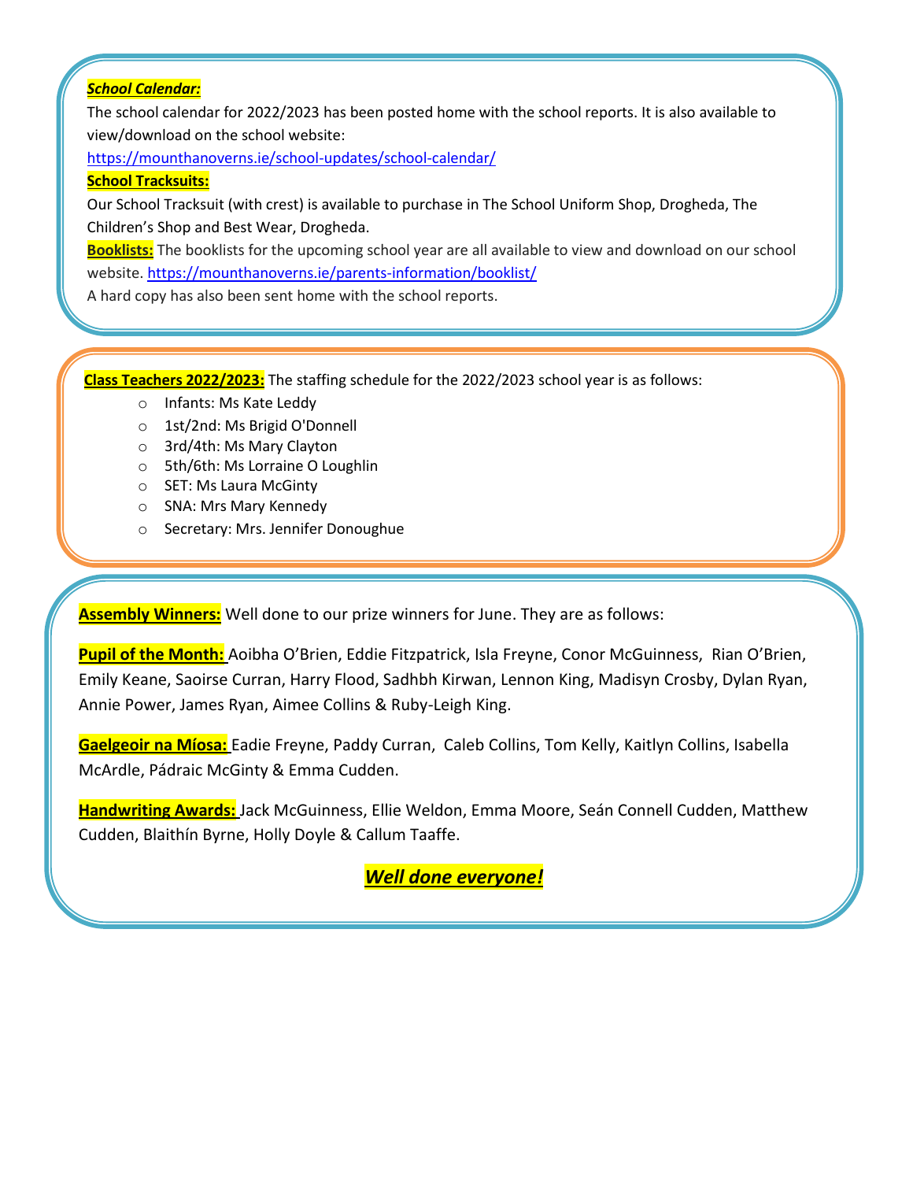***School Calendar:***

The school calendar for 2022/2023 has been posted home with the school reports. It is also available to view/download on the school website:

https://mounthanoverns.ie/school-updates/school-calendar/

**School Tracksuits:**

Our School Tracksuit (with crest) is available to purchase in The School Uniform Shop, Drogheda, The Children's Shop and Best Wear, Drogheda.

**Booklists:** The booklists for the upcoming school year are all available to view and download on our school website. https://mounthanoverns.ie/parents-information/booklist/

A hard copy has also been sent home with the school reports.

**Class Teachers 2022/2023:** The staffing schedule for the 2022/2023 school year is as follows:

- Infants: Ms Kate Leddy
- 1st/2nd: Ms Brigid O'Donnell
- 3rd/4th: Ms Mary Clayton
- 5th/6th: Ms Lorraine O Loughlin
- SET: Ms Laura McGinty
- SNA: Mrs Mary Kennedy
- Secretary: Mrs. Jennifer Donoughue

**Assembly Winners:** Well done to our prize winners for June. They are as follows:

**Pupil of the Month:** Aoibha O'Brien, Eddie Fitzpatrick, Isla Freyne, Conor McGuinness, Rian O'Brien, Emily Keane, Saoirse Curran, Harry Flood, Sadhbh Kirwan, Lennon King, Madisyn Crosby, Dylan Ryan, Annie Power, James Ryan, Aimee Collins & Ruby-Leigh King.

**Gaelgeoir na Míosa:** Eadie Freyne, Paddy Curran, Caleb Collins, Tom Kelly, Kaitlyn Collins, Isabella McArdle, Pádraic McGinty & Emma Cudden.

**Handwriting Awards:** Jack McGuinness, Ellie Weldon, Emma Moore, Seán Connell Cudden, Matthew Cudden, Blaithín Byrne, Holly Doyle & Callum Taaffe.

***Well done everyone!***